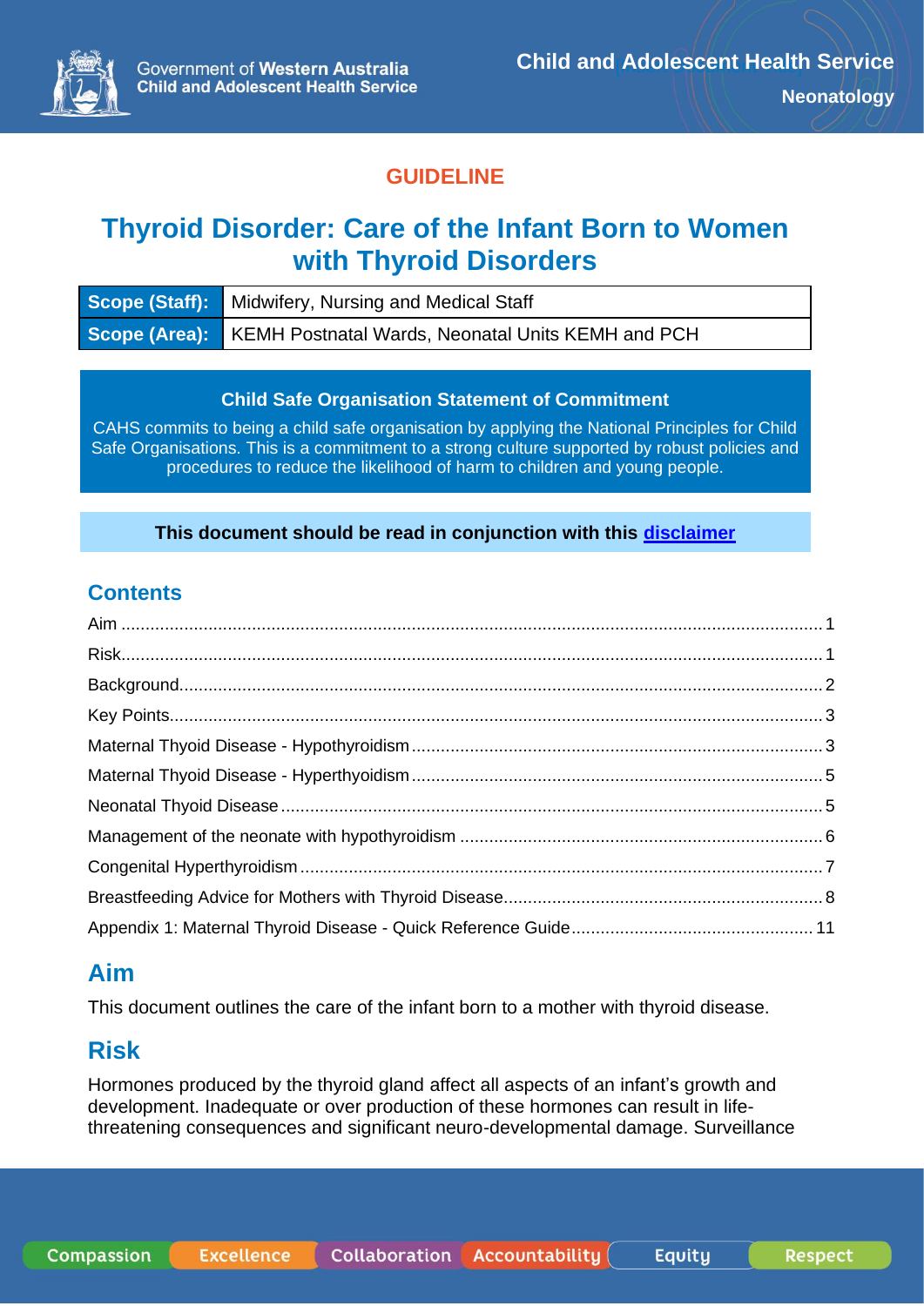**GUIDELINE**

# Thyroid Disorder: Care of the Infant Born to Women with Thyroid Disorders

| Scope (Staff): | Midwifery, Nursing and Medical Staff |
|---|---|
| Scope (Area): | KEMH Postnatal Wards, Neonatal Units KEMH and PCH |

**Child Safe Organisation Statement of Commitment**

CAHS commits to being a child safe organisation by applying the National Principles for Child Safe Organisations. This is a commitment to a strong culture supported by robust policies and procedures to reduce the likelihood of harm to children and young people.

**This document should be read in conjunction with this disclaimer**

## Contents

- Aim ..... 1
- Risk ..... 1
- Background ..... 2
- Key Points ..... 3
- Maternal Thyoid Disease - Hypothyroidism ..... 3
- Maternal Thyoid Disease - Hyperthyoidism ..... 5
- Neonatal Thyoid Disease ..... 5
- Management of the neonate with hypothyroidism ..... 6
- Congenital Hyperthyroidism ..... 7
- Breastfeeding Advice for Mothers with Thyroid Disease ..... 8
- Appendix 1: Maternal Thyroid Disease - Quick Reference Guide ..... 11

## Aim

This document outlines the care of the infant born to a mother with thyroid disease.

## Risk

Hormones produced by the thyroid gland affect all aspects of an infant's growth and development. Inadequate or over production of these hormones can result in life-threatening consequences and significant neuro-developmental damage. Surveillance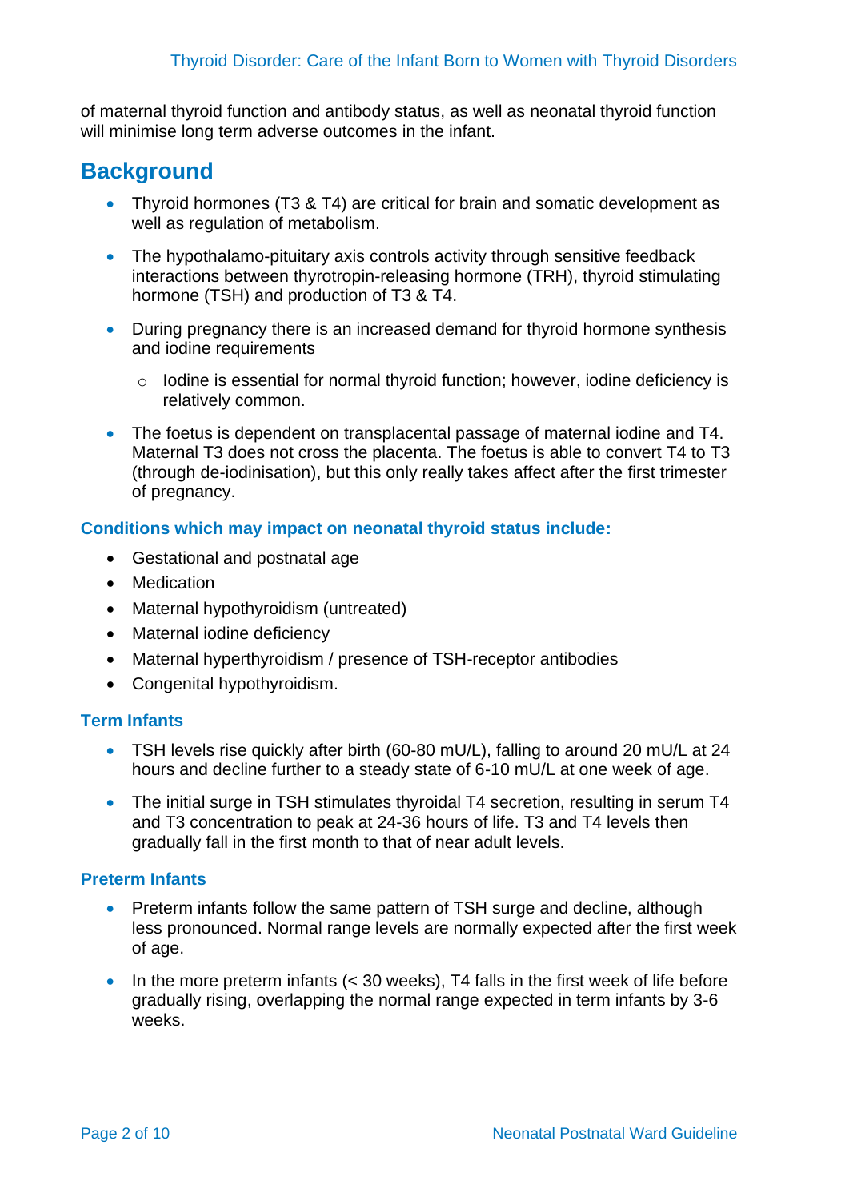of maternal thyroid function and antibody status, as well as neonatal thyroid function will minimise long term adverse outcomes in the infant.

## Background

- Thyroid hormones (T3 & T4) are critical for brain and somatic development as well as regulation of metabolism.
- The hypothalamo-pituitary axis controls activity through sensitive feedback interactions between thyrotropin-releasing hormone (TRH), thyroid stimulating hormone (TSH) and production of T3 & T4.
- During pregnancy there is an increased demand for thyroid hormone synthesis and iodine requirements
  - Iodine is essential for normal thyroid function; however, iodine deficiency is relatively common.
- The foetus is dependent on transplacental passage of maternal iodine and T4. Maternal T3 does not cross the placenta. The foetus is able to convert T4 to T3 (through de-iodinisation), but this only really takes affect after the first trimester of pregnancy.

### Conditions which may impact on neonatal thyroid status include:

- Gestational and postnatal age
- Medication
- Maternal hypothyroidism (untreated)
- Maternal iodine deficiency
- Maternal hyperthyroidism / presence of TSH-receptor antibodies
- Congenital hypothyroidism.

### Term Infants

- TSH levels rise quickly after birth (60-80 mU/L), falling to around 20 mU/L at 24 hours and decline further to a steady state of 6-10 mU/L at one week of age.
- The initial surge in TSH stimulates thyroidal T4 secretion, resulting in serum T4 and T3 concentration to peak at 24-36 hours of life. T3 and T4 levels then gradually fall in the first month to that of near adult levels.

### Preterm Infants

- Preterm infants follow the same pattern of TSH surge and decline, although less pronounced. Normal range levels are normally expected after the first week of age.
- In the more preterm infants (< 30 weeks), T4 falls in the first week of life before gradually rising, overlapping the normal range expected in term infants by 3-6 weeks.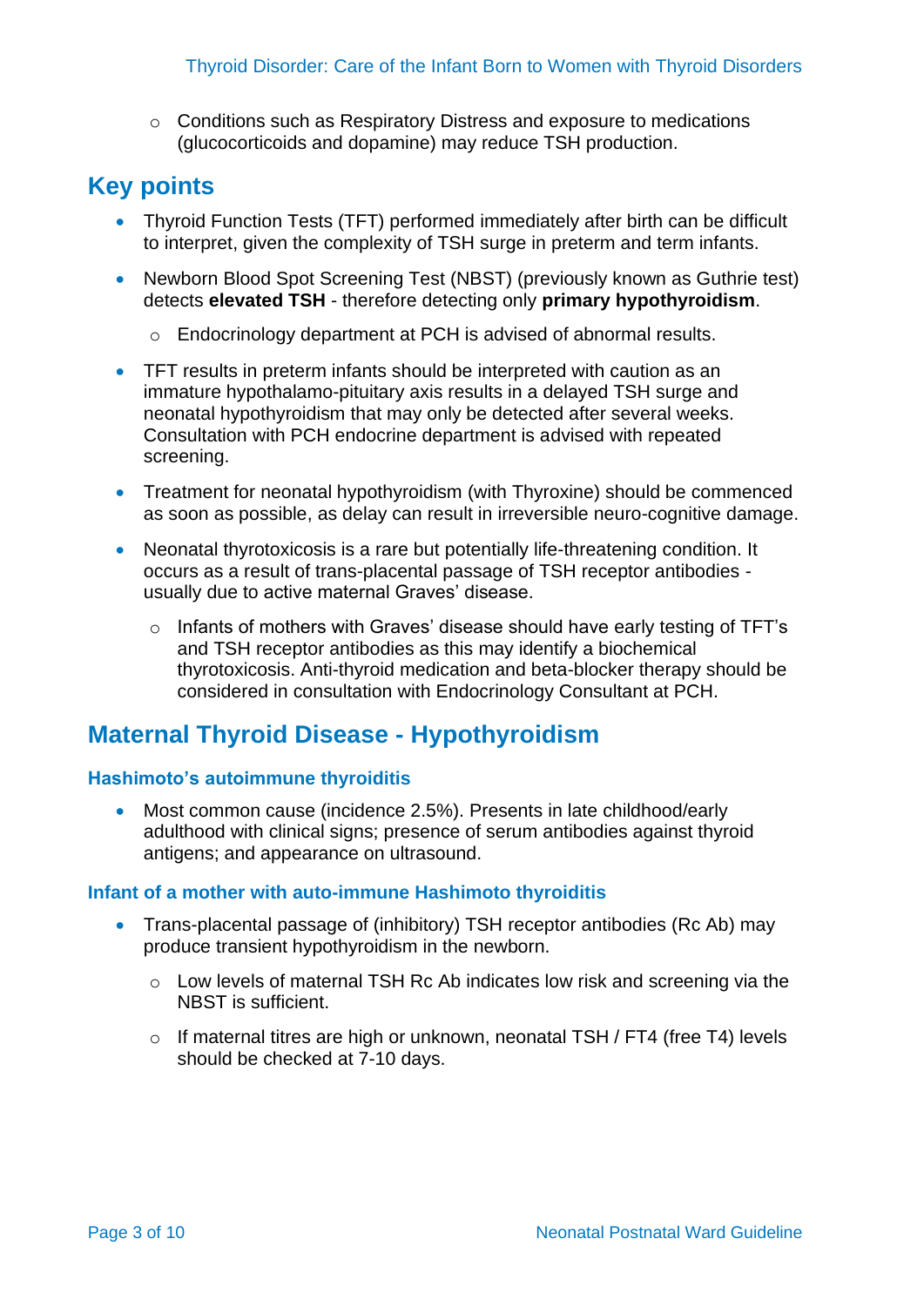- Conditions such as Respiratory Distress and exposure to medications (glucocorticoids and dopamine) may reduce TSH production.

## Key points

- Thyroid Function Tests (TFT) performed immediately after birth can be difficult to interpret, given the complexity of TSH surge in preterm and term infants.
- Newborn Blood Spot Screening Test (NBST) (previously known as Guthrie test) detects **elevated TSH** - therefore detecting only **primary hypothyroidism**.
  - Endocrinology department at PCH is advised of abnormal results.
- TFT results in preterm infants should be interpreted with caution as an immature hypothalamo-pituitary axis results in a delayed TSH surge and neonatal hypothyroidism that may only be detected after several weeks. Consultation with PCH endocrine department is advised with repeated screening.
- Treatment for neonatal hypothyroidism (with Thyroxine) should be commenced as soon as possible, as delay can result in irreversible neuro-cognitive damage.
- Neonatal thyrotoxicosis is a rare but potentially life-threatening condition. It occurs as a result of trans-placental passage of TSH receptor antibodies - usually due to active maternal Graves' disease.
  - Infants of mothers with Graves' disease should have early testing of TFT's and TSH receptor antibodies as this may identify a biochemical thyrotoxicosis. Anti-thyroid medication and beta-blocker therapy should be considered in consultation with Endocrinology Consultant at PCH.

## Maternal Thyroid Disease - Hypothyroidism

### Hashimoto's autoimmune thyroiditis

- Most common cause (incidence 2.5%). Presents in late childhood/early adulthood with clinical signs; presence of serum antibodies against thyroid antigens; and appearance on ultrasound.

### Infant of a mother with auto-immune Hashimoto thyroiditis

- Trans-placental passage of (inhibitory) TSH receptor antibodies (Rc Ab) may produce transient hypothyroidism in the newborn.
  - Low levels of maternal TSH Rc Ab indicates low risk and screening via the NBST is sufficient.
  - If maternal titres are high or unknown, neonatal TSH / FT4 (free T4) levels should be checked at 7-10 days.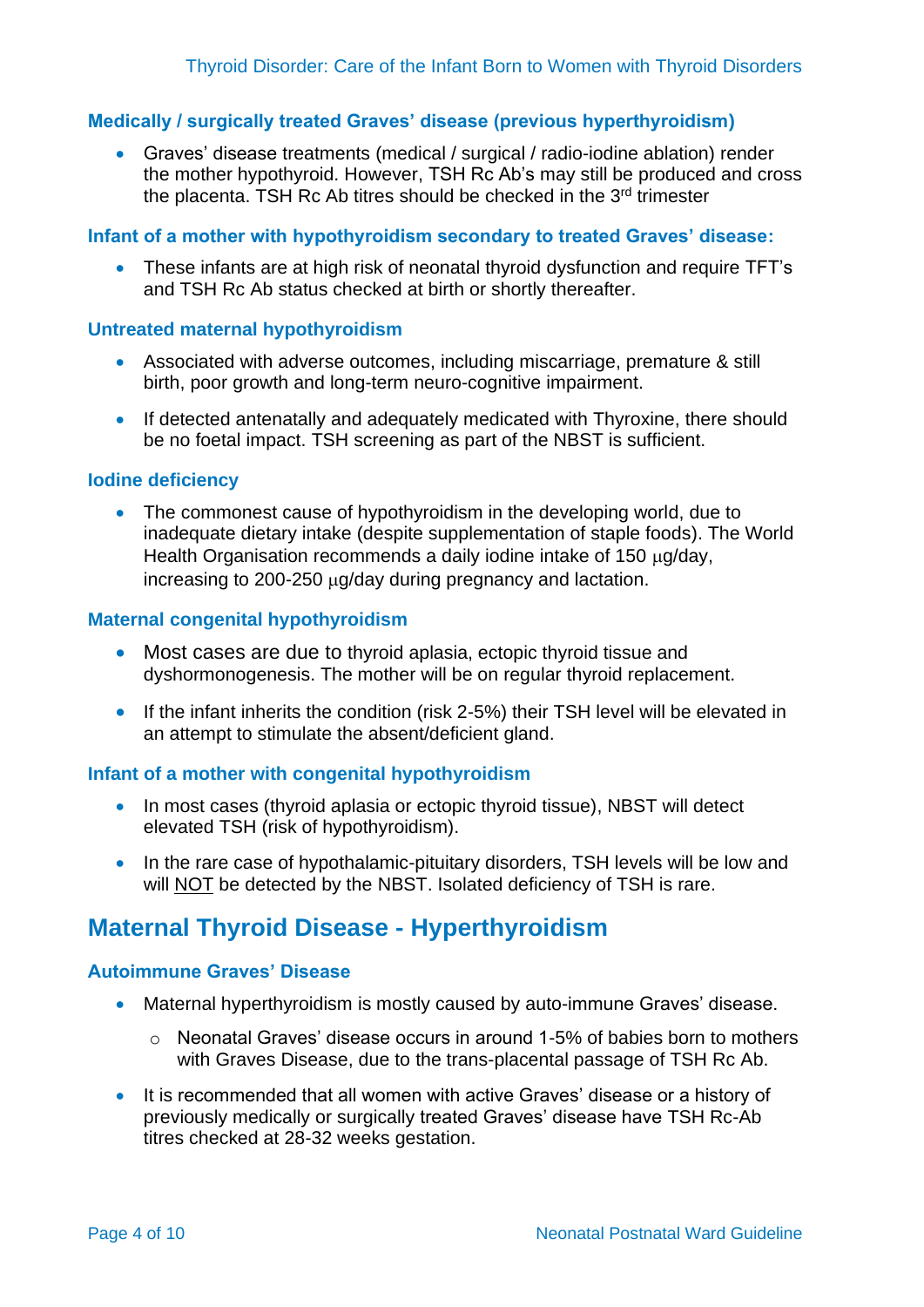### Medically / surgically treated Graves' disease (previous hyperthyroidism)

- Graves' disease treatments (medical / surgical / radio-iodine ablation) render the mother hypothyroid. However, TSH Rc Ab's may still be produced and cross the placenta. TSH Rc Ab titres should be checked in the 3rd trimester

### Infant of a mother with hypothyroidism secondary to treated Graves' disease:

- These infants are at high risk of neonatal thyroid dysfunction and require TFT's and TSH Rc Ab status checked at birth or shortly thereafter.

### Untreated maternal hypothyroidism

- Associated with adverse outcomes, including miscarriage, premature & still birth, poor growth and long-term neuro-cognitive impairment.
- If detected antenatally and adequately medicated with Thyroxine, there should be no foetal impact. TSH screening as part of the NBST is sufficient.

### Iodine deficiency

- The commonest cause of hypothyroidism in the developing world, due to inadequate dietary intake (despite supplementation of staple foods). The World Health Organisation recommends a daily iodine intake of 150 μg/day, increasing to 200-250 μg/day during pregnancy and lactation.

### Maternal congenital hypothyroidism

- Most cases are due to thyroid aplasia, ectopic thyroid tissue and dyshormonogenesis. The mother will be on regular thyroid replacement.
- If the infant inherits the condition (risk 2-5%) their TSH level will be elevated in an attempt to stimulate the absent/deficient gland.

### Infant of a mother with congenital hypothyroidism

- In most cases (thyroid aplasia or ectopic thyroid tissue), NBST will detect elevated TSH (risk of hypothyroidism).
- In the rare case of hypothalamic-pituitary disorders, TSH levels will be low and will NOT be detected by the NBST. Isolated deficiency of TSH is rare.

## Maternal Thyroid Disease - Hyperthyroidism

### Autoimmune Graves' Disease

- Maternal hyperthyroidism is mostly caused by auto-immune Graves' disease.
  - Neonatal Graves' disease occurs in around 1-5% of babies born to mothers with Graves Disease, due to the trans-placental passage of TSH Rc Ab.
- It is recommended that all women with active Graves' disease or a history of previously medically or surgically treated Graves' disease have TSH Rc-Ab titres checked at 28-32 weeks gestation.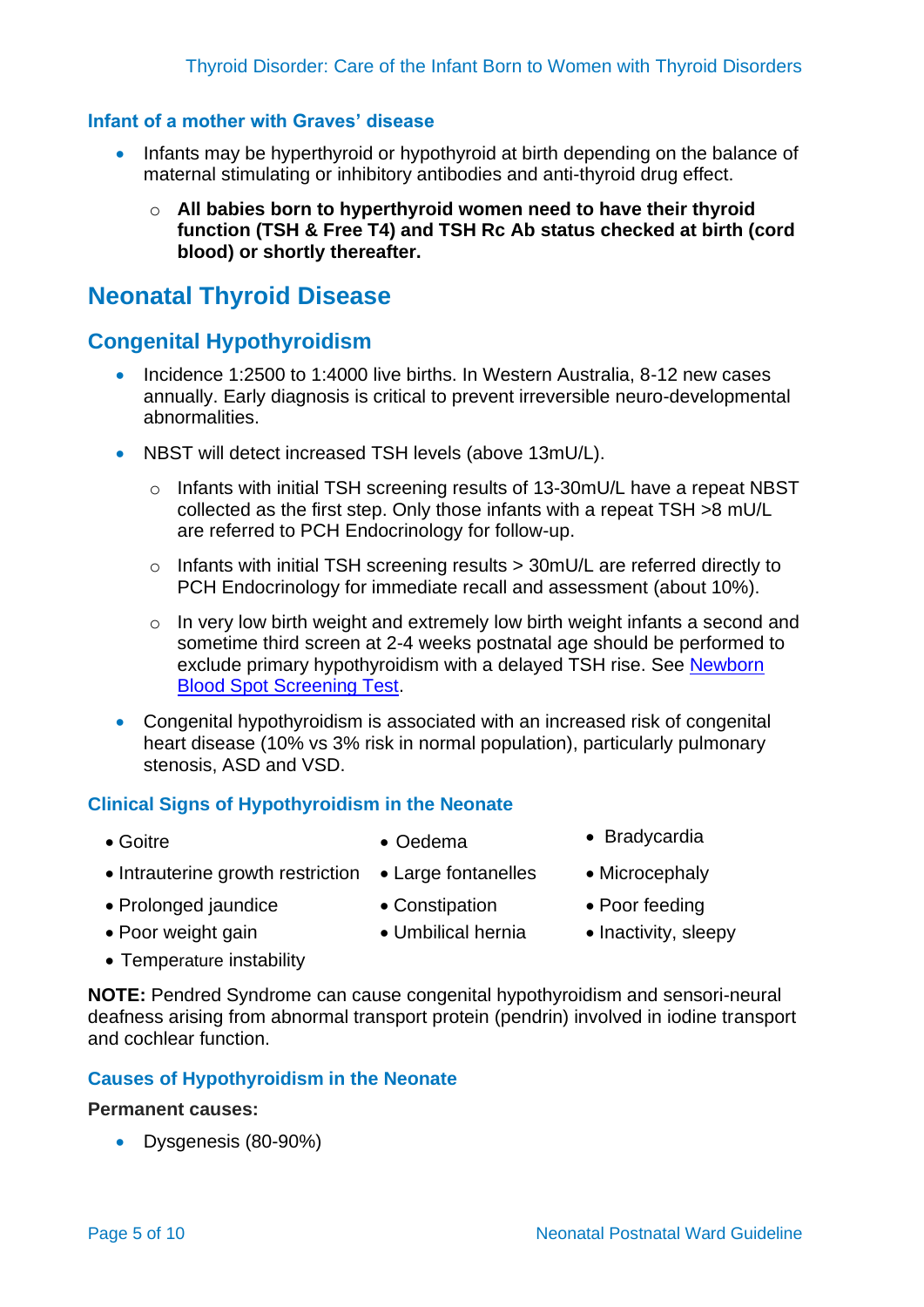### Infant of a mother with Graves' disease

- Infants may be hyperthyroid or hypothyroid at birth depending on the balance of maternal stimulating or inhibitory antibodies and anti-thyroid drug effect.
  - **All babies born to hyperthyroid women need to have their thyroid function (TSH & Free T4) and TSH Rc Ab status checked at birth (cord blood) or shortly thereafter.**

# Neonatal Thyroid Disease

## Congenital Hypothyroidism

- Incidence 1:2500 to 1:4000 live births. In Western Australia, 8-12 new cases annually. Early diagnosis is critical to prevent irreversible neuro-developmental abnormalities.
- NBST will detect increased TSH levels (above 13mU/L).
  - Infants with initial TSH screening results of 13-30mU/L have a repeat NBST collected as the first step. Only those infants with a repeat TSH >8 mU/L are referred to PCH Endocrinology for follow-up.
  - Infants with initial TSH screening results > 30mU/L are referred directly to PCH Endocrinology for immediate recall and assessment (about 10%).
  - In very low birth weight and extremely low birth weight infants a second and sometime third screen at 2-4 weeks postnatal age should be performed to exclude primary hypothyroidism with a delayed TSH rise. See [Newborn Blood Spot Screening Test](#).
- Congenital hypothyroidism is associated with an increased risk of congenital heart disease (10% vs 3% risk in normal population), particularly pulmonary stenosis, ASD and VSD.

### Clinical Signs of Hypothyroidism in the Neonate

- Goitre
- Intrauterine growth restriction
- Prolonged jaundice
- Poor weight gain
- Temperature instability
- Oedema
- Large fontanelles
- Constipation
- Umbilical hernia
- Bradycardia
- Microcephaly
- Poor feeding
- Inactivity, sleepy

**NOTE:** Pendred Syndrome can cause congenital hypothyroidism and sensori-neural deafness arising from abnormal transport protein (pendrin) involved in iodine transport and cochlear function.

### Causes of Hypothyroidism in the Neonate

**Permanent causes:**

- Dysgenesis (80-90%)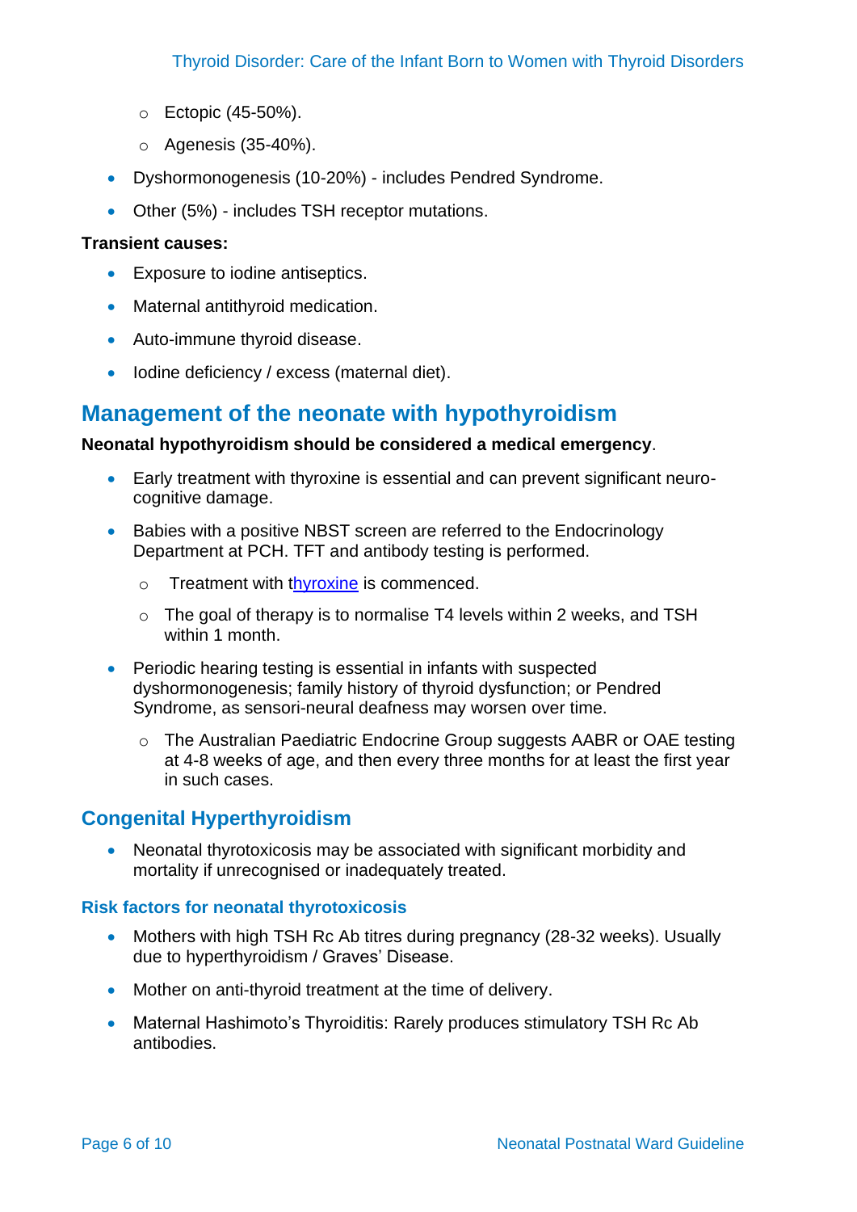- Ectopic (45-50%).
  - Agenesis (35-40%).
- Dyshormonogenesis (10-20%) - includes Pendred Syndrome.
- Other (5%) - includes TSH receptor mutations.

**Transient causes:**

- Exposure to iodine antiseptics.
- Maternal antithyroid medication.
- Auto-immune thyroid disease.
- Iodine deficiency / excess (maternal diet).

## Management of the neonate with hypothyroidism

**Neonatal hypothyroidism should be considered a medical emergency**.

- Early treatment with thyroxine is essential and can prevent significant neuro-cognitive damage.
- Babies with a positive NBST screen are referred to the Endocrinology Department at PCH. TFT and antibody testing is performed.
  - Treatment with thyroxine is commenced.
  - The goal of therapy is to normalise T4 levels within 2 weeks, and TSH within 1 month.
- Periodic hearing testing is essential in infants with suspected dyshormonogenesis; family history of thyroid dysfunction; or Pendred Syndrome, as sensori-neural deafness may worsen over time.
  - The Australian Paediatric Endocrine Group suggests AABR or OAE testing at 4-8 weeks of age, and then every three months for at least the first year in such cases.

## Congenital Hyperthyroidism

- Neonatal thyrotoxicosis may be associated with significant morbidity and mortality if unrecognised or inadequately treated.

### Risk factors for neonatal thyrotoxicosis

- Mothers with high TSH Rc Ab titres during pregnancy (28-32 weeks). Usually due to hyperthyroidism / Graves' Disease.
- Mother on anti-thyroid treatment at the time of delivery.
- Maternal Hashimoto's Thyroiditis: Rarely produces stimulatory TSH Rc Ab antibodies.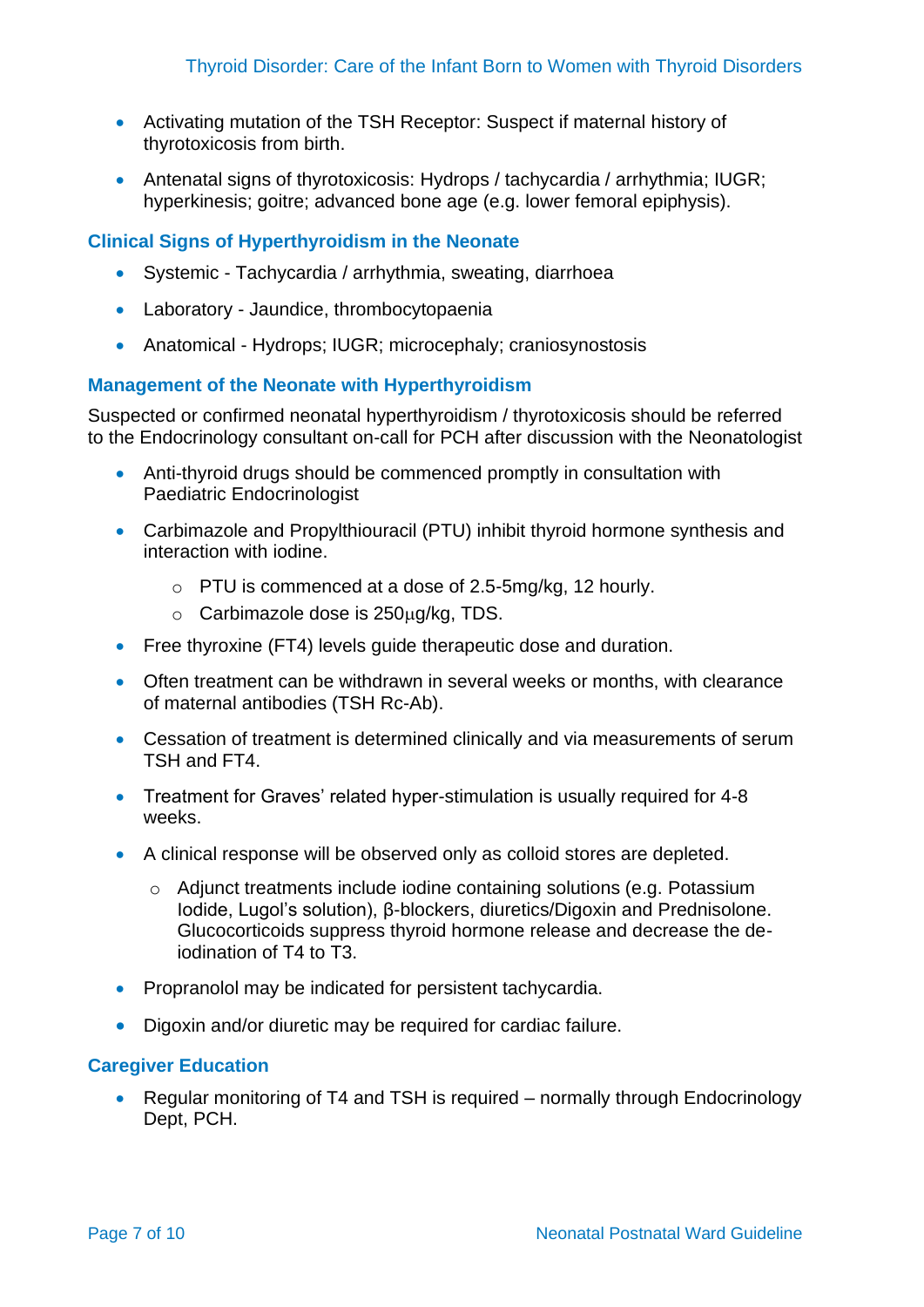- Activating mutation of the TSH Receptor: Suspect if maternal history of thyrotoxicosis from birth.
- Antenatal signs of thyrotoxicosis: Hydrops / tachycardia / arrhythmia; IUGR; hyperkinesis; goitre; advanced bone age (e.g. lower femoral epiphysis).

### Clinical Signs of Hyperthyroidism in the Neonate

- Systemic - Tachycardia / arrhythmia, sweating, diarrhoea
- Laboratory - Jaundice, thrombocytopaenia
- Anatomical - Hydrops; IUGR; microcephaly; craniosynostosis

### Management of the Neonate with Hyperthyroidism

Suspected or confirmed neonatal hyperthyroidism / thyrotoxicosis should be referred to the Endocrinology consultant on-call for PCH after discussion with the Neonatologist

- Anti-thyroid drugs should be commenced promptly in consultation with Paediatric Endocrinologist
- Carbimazole and Propylthiouracil (PTU) inhibit thyroid hormone synthesis and interaction with iodine.
  - PTU is commenced at a dose of 2.5-5mg/kg, 12 hourly.
  - Carbimazole dose is 250μg/kg, TDS.
- Free thyroxine (FT4) levels guide therapeutic dose and duration.
- Often treatment can be withdrawn in several weeks or months, with clearance of maternal antibodies (TSH Rc-Ab).
- Cessation of treatment is determined clinically and via measurements of serum TSH and FT4.
- Treatment for Graves' related hyper-stimulation is usually required for 4-8 weeks.
- A clinical response will be observed only as colloid stores are depleted.
  - Adjunct treatments include iodine containing solutions (e.g. Potassium Iodide, Lugol's solution), β-blockers, diuretics/Digoxin and Prednisolone. Glucocorticoids suppress thyroid hormone release and decrease the de-iodination of T4 to T3.
- Propranolol may be indicated for persistent tachycardia.
- Digoxin and/or diuretic may be required for cardiac failure.

### Caregiver Education

- Regular monitoring of T4 and TSH is required – normally through Endocrinology Dept, PCH.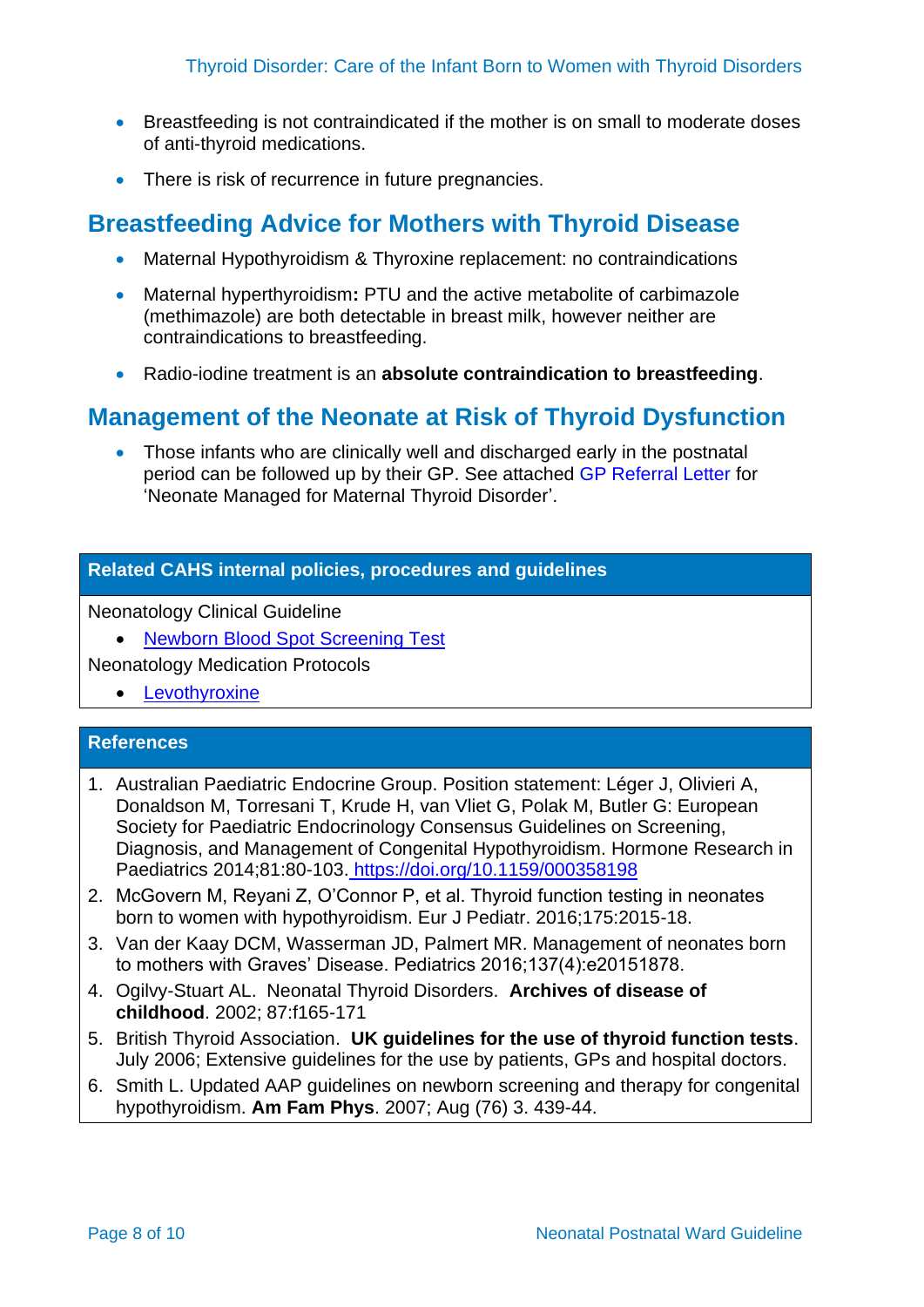- Breastfeeding is not contraindicated if the mother is on small to moderate doses of anti-thyroid medications.
- There is risk of recurrence in future pregnancies.

## Breastfeeding Advice for Mothers with Thyroid Disease

- Maternal Hypothyroidism & Thyroxine replacement: no contraindications
- Maternal hyperthyroidism**:** PTU and the active metabolite of carbimazole (methimazole) are both detectable in breast milk, however neither are contraindications to breastfeeding.
- Radio-iodine treatment is an **absolute contraindication to breastfeeding**.

## Management of the Neonate at Risk of Thyroid Dysfunction

- Those infants who are clinically well and discharged early in the postnatal period can be followed up by their GP. See attached GP Referral Letter for 'Neonate Managed for Maternal Thyroid Disorder'.

### Related CAHS internal policies, procedures and guidelines

Neonatology Clinical Guideline

- Newborn Blood Spot Screening Test

Neonatology Medication Protocols

- Levothyroxine

### References

1. Australian Paediatric Endocrine Group. Position statement: Léger J, Olivieri A, Donaldson M, Torresani T, Krude H, van Vliet G, Polak M, Butler G: European Society for Paediatric Endocrinology Consensus Guidelines on Screening, Diagnosis, and Management of Congenital Hypothyroidism. Hormone Research in Paediatrics 2014;81:80-103. https://doi.org/10.1159/000358198
2. McGovern M, Reyani Z, O'Connor P, et al. Thyroid function testing in neonates born to women with hypothyroidism. Eur J Pediatr. 2016;175:2015-18.
3. Van der Kaay DCM, Wasserman JD, Palmert MR. Management of neonates born to mothers with Graves' Disease. Pediatrics 2016;137(4):e20151878.
4. Ogilvy-Stuart AL. Neonatal Thyroid Disorders. **Archives of disease of childhood**. 2002; 87:f165-171
5. British Thyroid Association. **UK guidelines for the use of thyroid function tests**. July 2006; Extensive guidelines for the use by patients, GPs and hospital doctors.
6. Smith L. Updated AAP guidelines on newborn screening and therapy for congenital hypothyroidism. **Am Fam Phys**. 2007; Aug (76) 3. 439-44.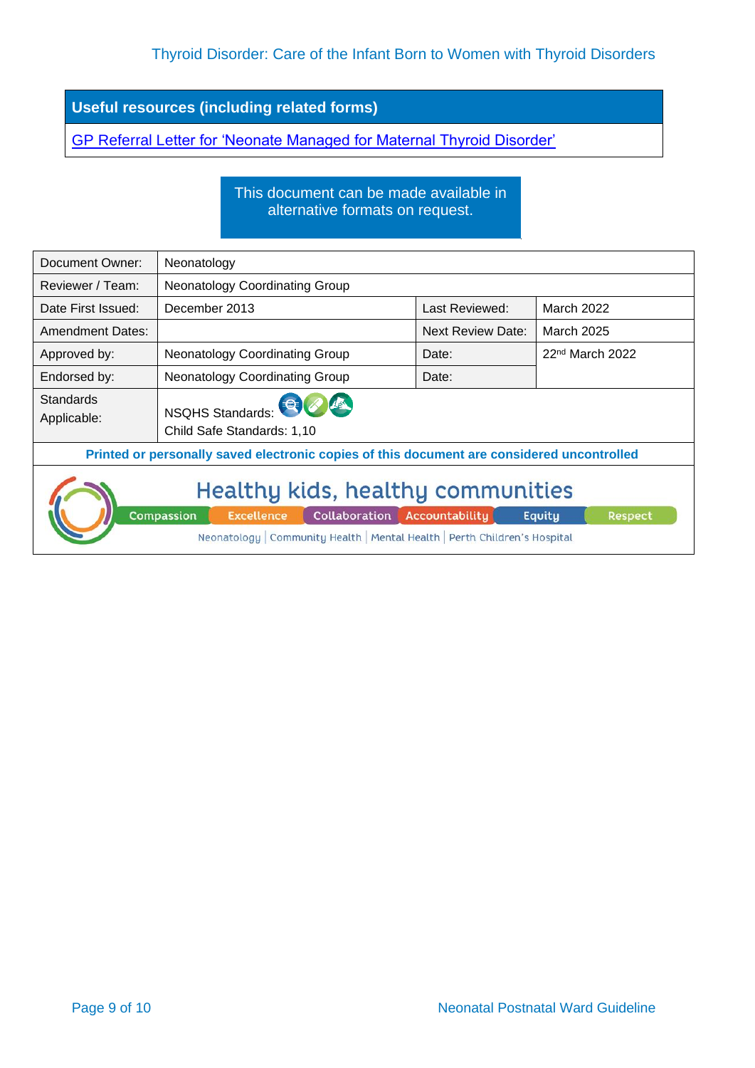| Useful resources (including related forms) |
|---|
| GP Referral Letter for 'Neonate Managed for Maternal Thyroid Disorder' |

This document can be made available in alternative formats on request.

| Document Owner: | Neonatology | | |
|---|---|---|---|
| Reviewer / Team: | Neonatology Coordinating Group | | |
| Date First Issued: | December 2013 | Last Reviewed: | March 2022 |
| Amendment Dates: | | Next Review Date: | March 2025 |
| Approved by: | Neonatology Coordinating Group | Date: | 22nd March 2022 |
| Endorsed by: | Neonatology Coordinating Group | Date: | |
| Standards Applicable: | NSQHS Standards: Child Safe Standards: 1,10 | | |

**Printed or personally saved electronic copies of this document are considered uncontrolled**

Healthy kids, healthy communities

Compassion | Excellence | Collaboration | Accountability | Equity | Respect

Neonatology | Community Health | Mental Health | Perth Children's Hospital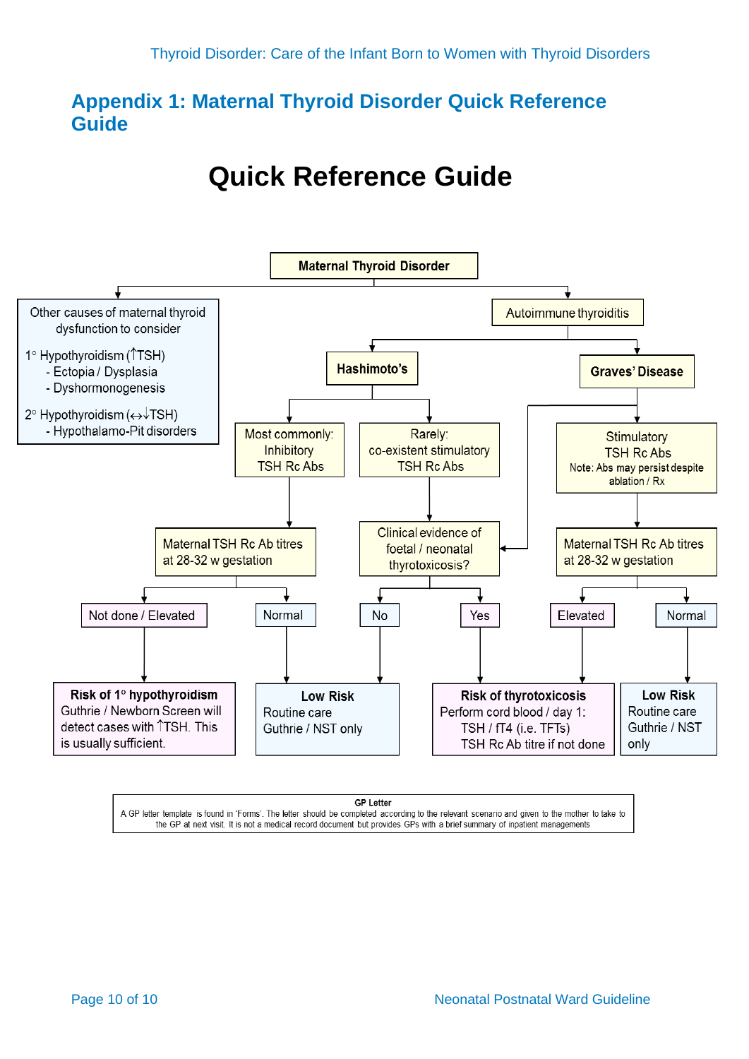## Appendix 1: Maternal Thyroid Disorder Quick Reference Guide

# Quick Reference Guide

Maternal Thyroid Disorder

Other causes of maternal thyroid dysfunction to consider

1° Hypothyroidism (↑TSH)
- Ectopia / Dysplasia
- Dyshormonogenesis

2° Hypothyroidism (↔↓TSH)
- Hypothalamo-Pit disorders

Autoimmune thyroiditis

Hashimoto's

Graves' Disease

Most commonly: Inhibitory TSH Rc Abs

Rarely: co-existent stimulatory TSH Rc Abs

Stimulatory TSH Rc Abs
Note: Abs may persist despite ablation / Rx

Maternal TSH Rc Ab titres at 28-32 w gestation

Clinical evidence of foetal / neonatal thyrotoxicosis?

Maternal TSH Rc Ab titres at 28-32 w gestation

Not done / Elevated

Normal

No

Yes

Elevated

Normal

**Risk of 1° hypothyroidism**
Guthrie / Newborn Screen will detect cases with ↑TSH. This is usually sufficient.

**Low Risk**
Routine care
Guthrie / NST only

**Risk of thyrotoxicosis**
Perform cord blood / day 1:
TSH / fT4 (i.e. TFTs)
TSH Rc Ab titre if not done

**Low Risk**
Routine care
Guthrie / NST only

**GP Letter**
A GP letter template is found in 'Forms'. The letter should be completed according to the relevant scenario and given to the mother to take to the GP at next visit. It is not a medical record document but provides GPs with a brief summary of inpatient managements